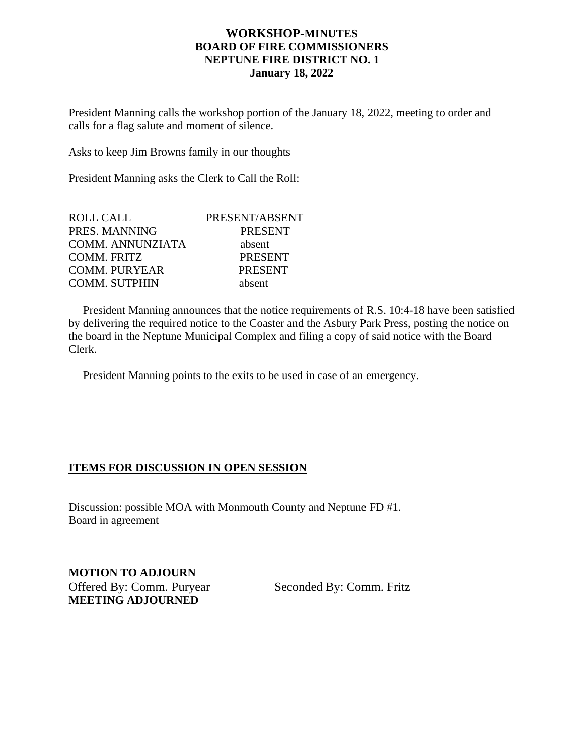# WORKSHOP-MINUTES
# BOARD OF FIRE COMMISSIONERS
# NEPTUNE FIRE DISTRICT NO. 1
# January 18, 2022

President Manning calls the workshop portion of the January 18, 2022, meeting to order and calls for a flag salute and moment of silence.

Asks to keep Jim Browns family in our thoughts

President Manning asks the Clerk to Call the Roll:

| ROLL CALL | PRESENT/ABSENT |
| --- | --- |
| PRES. MANNING | PRESENT |
| COMM. ANNUNZIATA | absent |
| COMM. FRITZ | PRESENT |
| COMM. PURYEAR | PRESENT |
| COMM. SUTPHIN | absent |

President Manning announces that the notice requirements of R.S. 10:4-18 have been satisfied by delivering the required notice to the Coaster and the Asbury Park Press, posting the notice on the board in the Neptune Municipal Complex and filing a copy of said notice with the Board Clerk.

President Manning points to the exits to be used in case of an emergency.

**ITEMS FOR DISCUSSION IN OPEN SESSION**

Discussion: possible MOA with Monmouth County and Neptune FD #1.
Board in agreement

**MOTION TO ADJOURN**
Offered By: Comm. Puryear Seconded By: Comm. Fritz
**MEETING ADJOURNED**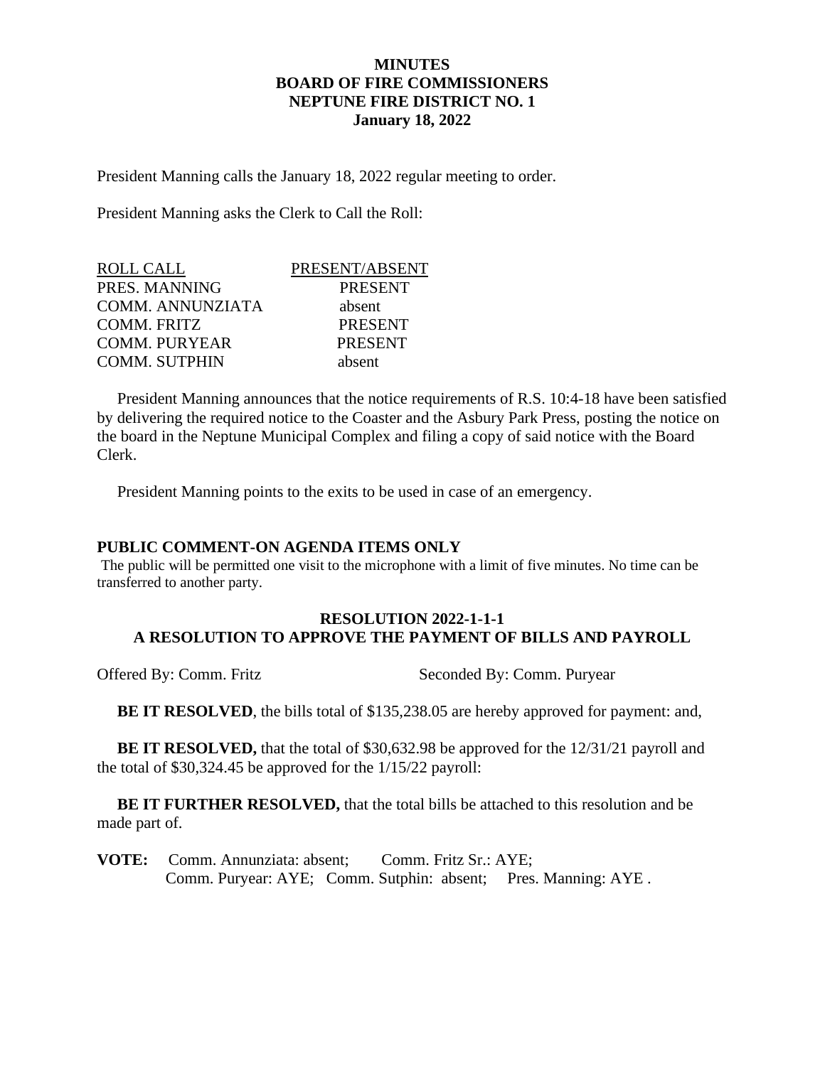# MINUTES
## BOARD OF FIRE COMMISSIONERS
## NEPTUNE FIRE DISTRICT NO. 1
## January 18, 2022

President Manning calls the January 18, 2022 regular meeting to order.

President Manning asks the Clerk to Call the Roll:

| ROLL CALL | PRESENT/ABSENT |
|---|---|
| PRES. MANNING | PRESENT |
| COMM. ANNUNZIATA | absent |
| COMM. FRITZ | PRESENT |
| COMM. PURYEAR | PRESENT |
| COMM. SUTPHIN | absent |

President Manning announces that the notice requirements of R.S. 10:4-18 have been satisfied by delivering the required notice to the Coaster and the Asbury Park Press, posting the notice on the board in the Neptune Municipal Complex and filing a copy of said notice with the Board Clerk.

President Manning points to the exits to be used in case of an emergency.

### PUBLIC COMMENT-ON AGENDA ITEMS ONLY

The public will be permitted one visit to the microphone with a limit of five minutes. No time can be transferred to another party.

### RESOLUTION 2022-1-1-1
### A RESOLUTION TO APPROVE THE PAYMENT OF BILLS AND PAYROLL

Offered By: Comm. Fritz     Seconded By: Comm. Puryear

**BE IT RESOLVED**, the bills total of $135,238.05 are hereby approved for payment: and,

**BE IT RESOLVED,** that the total of $30,632.98 be approved for the 12/31/21 payroll and the total of $30,324.45 be approved for the 1/15/22 payroll:

**BE IT FURTHER RESOLVED,** that the total bills be attached to this resolution and be made part of.

**VOTE:** Comm. Annunziata: absent; Comm. Fritz Sr.: AYE;
Comm. Puryear: AYE; Comm. Sutphin: absent; Pres. Manning: AYE .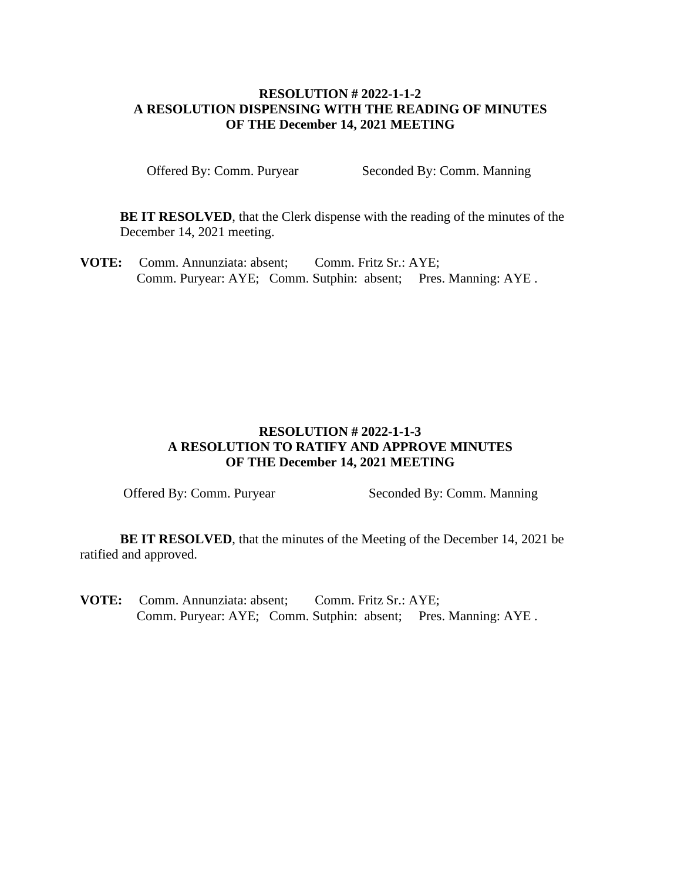**RESOLUTION # 2022-1-1-2**
**A RESOLUTION DISPENSING WITH THE READING OF MINUTES**
**OF THE December 14, 2021 MEETING**

Offered By: Comm. Puryear     Seconded By: Comm. Manning

**BE IT RESOLVED**, that the Clerk dispense with the reading of the minutes of the December 14, 2021 meeting.

**VOTE:** Comm. Annunziata: absent; Comm. Fritz Sr.: AYE;
Comm. Puryear: AYE; Comm. Sutphin: absent; Pres. Manning: AYE .

**RESOLUTION # 2022-1-1-3**
**A RESOLUTION TO RATIFY AND APPROVE MINUTES**
**OF THE December 14, 2021 MEETING**

Offered By: Comm. Puryear     Seconded By: Comm. Manning

**BE IT RESOLVED**, that the minutes of the Meeting of the December 14, 2021 be ratified and approved.

**VOTE:** Comm. Annunziata: absent; Comm. Fritz Sr.: AYE;
Comm. Puryear: AYE; Comm. Sutphin: absent; Pres. Manning: AYE .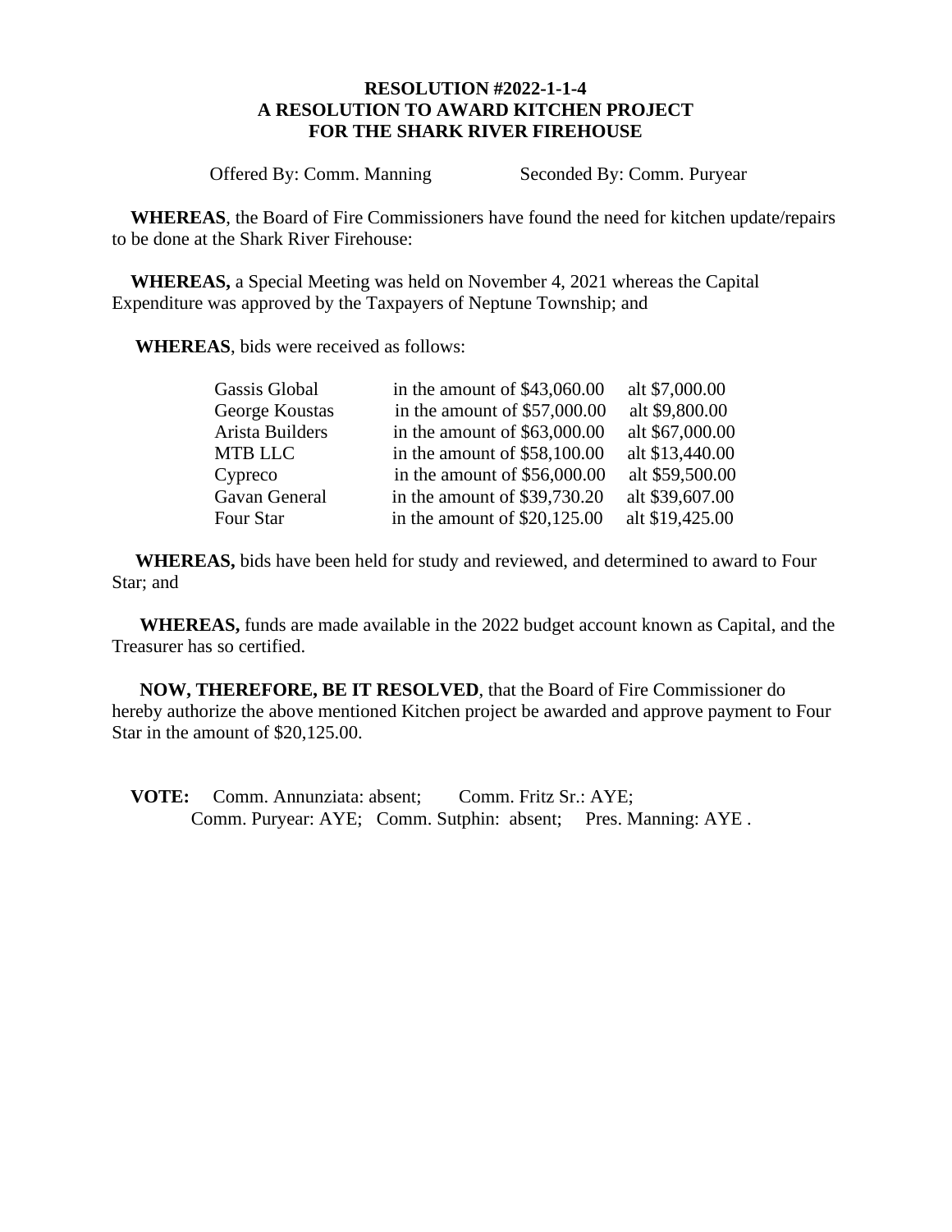**RESOLUTION #2022-1-1-4**
**A RESOLUTION TO AWARD KITCHEN PROJECT**
**FOR THE SHARK RIVER FIREHOUSE**

Offered By: Comm. Manning Seconded By: Comm. Puryear

**WHEREAS**, the Board of Fire Commissioners have found the need for kitchen update/repairs to be done at the Shark River Firehouse:

**WHEREAS,** a Special Meeting was held on November 4, 2021 whereas the Capital Expenditure was approved by the Taxpayers of Neptune Township; and

**WHEREAS**, bids were received as follows:

| | | |
|---|---|---|
| Gassis Global | in the amount of $43,060.00 | alt $7,000.00 |
| George Koustas | in the amount of $57,000.00 | alt $9,800.00 |
| Arista Builders | in the amount of $63,000.00 | alt $67,000.00 |
| MTB LLC | in the amount of $58,100.00 | alt $13,440.00 |
| Cypreco | in the amount of $56,000.00 | alt $59,500.00 |
| Gavan General | in the amount of $39,730.20 | alt $39,607.00 |
| Four Star | in the amount of $20,125.00 | alt $19,425.00 |

**WHEREAS,** bids have been held for study and reviewed, and determined to award to Four Star; and

**WHEREAS,** funds are made available in the 2022 budget account known as Capital, and the Treasurer has so certified.

**NOW, THEREFORE, BE IT RESOLVED**, that the Board of Fire Commissioner do hereby authorize the above mentioned Kitchen project be awarded and approve payment to Four Star in the amount of $20,125.00.

**VOTE:** Comm. Annunziata: absent; Comm. Fritz Sr.: AYE;
Comm. Puryear: AYE; Comm. Sutphin: absent; Pres. Manning: AYE .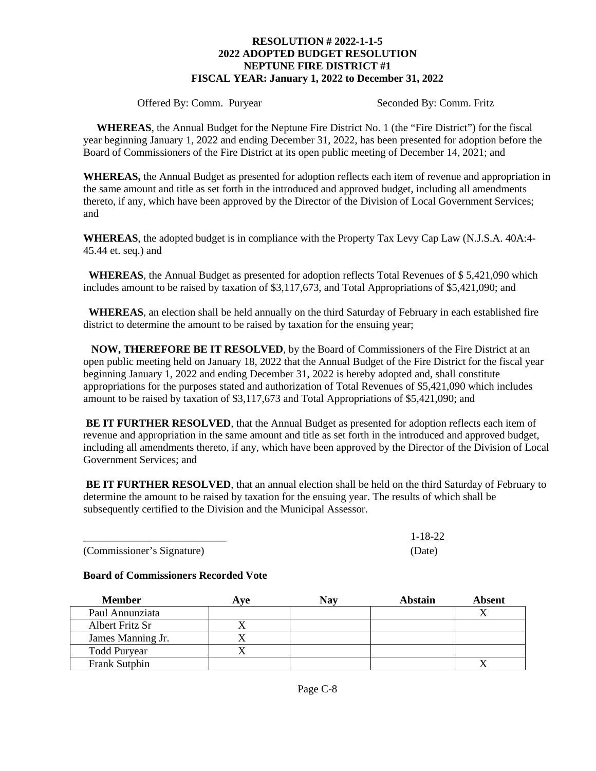**RESOLUTION # 2022-1-1-5**
**2022 ADOPTED BUDGET RESOLUTION**
**NEPTUNE FIRE DISTRICT #1**
**FISCAL YEAR: January 1, 2022 to December 31, 2022**

Offered By: Comm. Puryear  Seconded By: Comm. Fritz

**WHEREAS**, the Annual Budget for the Neptune Fire District No. 1 (the "Fire District") for the fiscal year beginning January 1, 2022 and ending December 31, 2022, has been presented for adoption before the Board of Commissioners of the Fire District at its open public meeting of December 14, 2021; and

**WHEREAS,** the Annual Budget as presented for adoption reflects each item of revenue and appropriation in the same amount and title as set forth in the introduced and approved budget, including all amendments thereto, if any, which have been approved by the Director of the Division of Local Government Services; and

**WHEREAS**, the adopted budget is in compliance with the Property Tax Levy Cap Law (N.J.S.A. 40A:4-45.44 et. seq.) and

**WHEREAS**, the Annual Budget as presented for adoption reflects Total Revenues of $ 5,421,090 which includes amount to be raised by taxation of $3,117,673, and Total Appropriations of $5,421,090; and

**WHEREAS**, an election shall be held annually on the third Saturday of February in each established fire district to determine the amount to be raised by taxation for the ensuing year;

**NOW, THEREFORE BE IT RESOLVED**, by the Board of Commissioners of the Fire District at an open public meeting held on January 18, 2022 that the Annual Budget of the Fire District for the fiscal year beginning January 1, 2022 and ending December 31, 2022 is hereby adopted and, shall constitute appropriations for the purposes stated and authorization of Total Revenues of $5,421,090 which includes amount to be raised by taxation of $3,117,673 and Total Appropriations of $5,421,090; and

**BE IT FURTHER RESOLVED**, that the Annual Budget as presented for adoption reflects each item of revenue and appropriation in the same amount and title as set forth in the introduced and approved budget, including all amendments thereto, if any, which have been approved by the Director of the Division of Local Government Services; and

**BE IT FURTHER RESOLVED**, that an annual election shall be held on the third Saturday of February to determine the amount to be raised by taxation for the ensuing year. The results of which shall be subsequently certified to the Division and the Municipal Assessor.

___________________________  1-18-22

(Commissioner's Signature)  (Date)

**Board of Commissioners Recorded Vote**

| Member | Aye | Nay | Abstain | Absent |
|---|---|---|---|---|
| Paul Annunziata | | | | X |
| Albert Fritz Sr | X | | | |
| James Manning Jr. | X | | | |
| Todd Puryear | X | | | |
| Frank Sutphin | | | | X |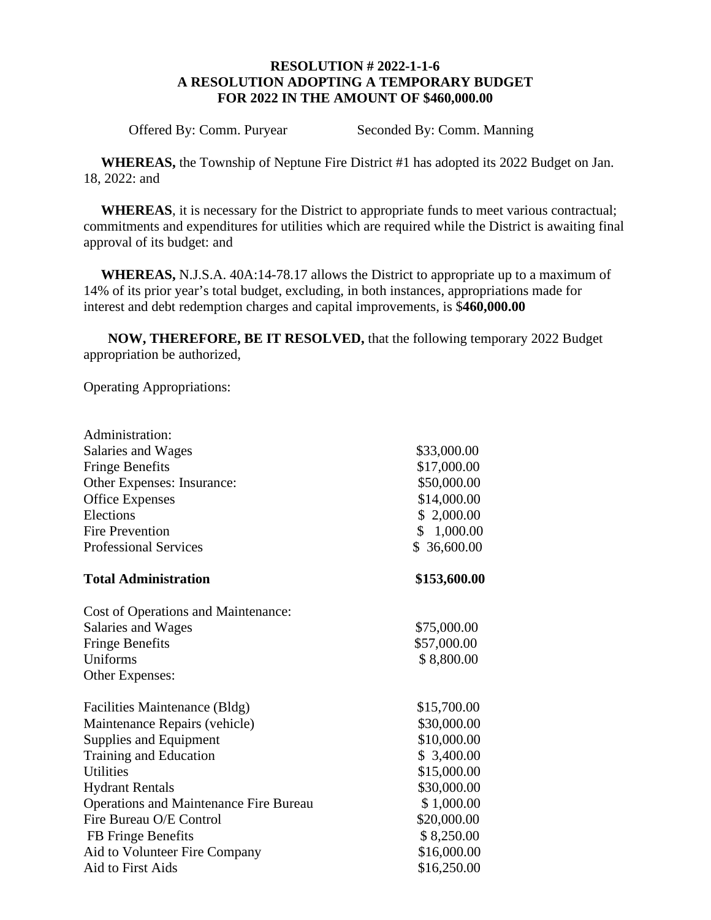**RESOLUTION # 2022-1-1-6**
**A RESOLUTION ADOPTING A TEMPORARY BUDGET**
**FOR 2022 IN THE AMOUNT OF $460,000.00**

Offered By: Comm. Puryear Seconded By: Comm. Manning

**WHEREAS,** the Township of Neptune Fire District #1 has adopted its 2022 Budget on Jan. 18, 2022: and

**WHEREAS**, it is necessary for the District to appropriate funds to meet various contractual; commitments and expenditures for utilities which are required while the District is awaiting final approval of its budget: and

**WHEREAS,** N.J.S.A. 40A:14-78.17 allows the District to appropriate up to a maximum of 14% of its prior year's total budget, excluding, in both instances, appropriations made for interest and debt redemption charges and capital improvements, is $**460,000.00**

**NOW, THEREFORE, BE IT RESOLVED,** that the following temporary 2022 Budget appropriation be authorized,

Operating Appropriations:

| | |
|---|---|
| Administration: | |
| Salaries and Wages | $33,000.00 |
| Fringe Benefits | $17,000.00 |
| Other Expenses: Insurance: | $50,000.00 |
| Office Expenses | $14,000.00 |
| Elections | $ 2,000.00 |
| Fire Prevention | $ 1,000.00 |
| Professional Services | $ 36,600.00 |
| **Total Administration** | **$153,600.00** |
| Cost of Operations and Maintenance: | |
| Salaries and Wages | $75,000.00 |
| Fringe Benefits | $57,000.00 |
| Uniforms | $ 8,800.00 |
| Other Expenses: | |
| Facilities Maintenance (Bldg) | $15,700.00 |
| Maintenance Repairs (vehicle) | $30,000.00 |
| Supplies and Equipment | $10,000.00 |
| Training and Education | $ 3,400.00 |
| Utilities | $15,000.00 |
| Hydrant Rentals | $30,000.00 |
| Operations and Maintenance Fire Bureau | $ 1,000.00 |
| Fire Bureau O/E Control | $20,000.00 |
| FB Fringe Benefits | $ 8,250.00 |
| Aid to Volunteer Fire Company | $16,000.00 |
| Aid to First Aids | $16,250.00 |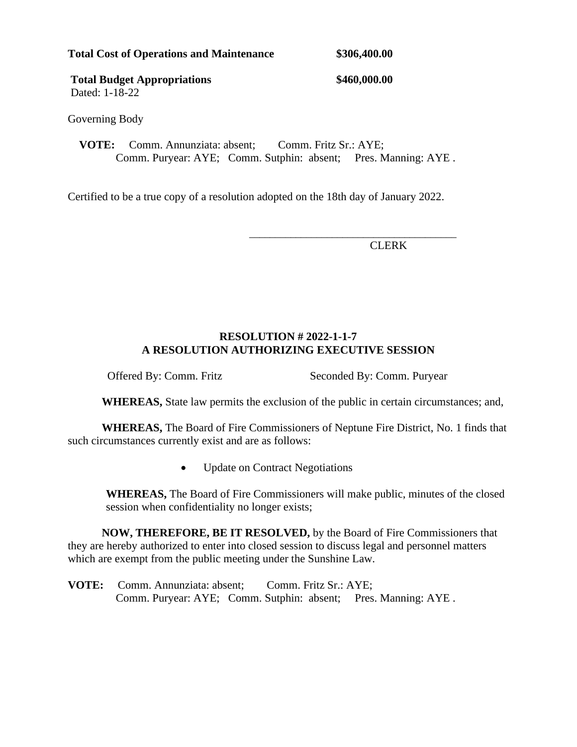**Total Cost of Operations and Maintenance** **$306,400.00**

**Total Budget Appropriations** **$460,000.00**

Dated: 1-18-22

Governing Body

**VOTE:** Comm. Annunziata: absent; Comm. Fritz Sr.: AYE;
Comm. Puryear: AYE; Comm. Sutphin: absent; Pres. Manning: AYE .

Certified to be a true copy of a resolution adopted on the 18th day of January 2022.

______________________________________
CLERK

## RESOLUTION # 2022-1-1-7
## A RESOLUTION AUTHORIZING EXECUTIVE SESSION

Offered By: Comm. Fritz Seconded By: Comm. Puryear

**WHEREAS,** State law permits the exclusion of the public in certain circumstances; and,

**WHEREAS,** The Board of Fire Commissioners of Neptune Fire District, No. 1 finds that such circumstances currently exist and are as follows:

- Update on Contract Negotiations

**WHEREAS,** The Board of Fire Commissioners will make public, minutes of the closed session when confidentiality no longer exists;

**NOW, THEREFORE, BE IT RESOLVED,** by the Board of Fire Commissioners that they are hereby authorized to enter into closed session to discuss legal and personnel matters which are exempt from the public meeting under the Sunshine Law.

**VOTE:** Comm. Annunziata: absent; Comm. Fritz Sr.: AYE;
Comm. Puryear: AYE; Comm. Sutphin: absent; Pres. Manning: AYE .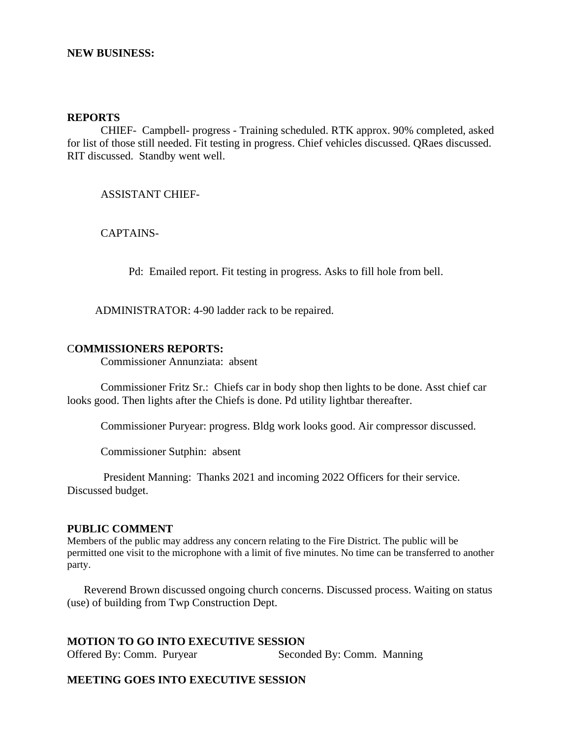**NEW BUSINESS:**

**REPORTS**

CHIEF- Campbell- progress - Training scheduled. RTK approx. 90% completed, asked for list of those still needed. Fit testing in progress. Chief vehicles discussed. QRaes discussed. RIT discussed. Standby went well.

ASSISTANT CHIEF-

CAPTAINS-

Pd: Emailed report. Fit testing in progress. Asks to fill hole from bell.

ADMINISTRATOR: 4-90 ladder rack to be repaired.

C**OMMISSIONERS REPORTS:**

Commissioner Annunziata: absent

Commissioner Fritz Sr.: Chiefs car in body shop then lights to be done. Asst chief car looks good. Then lights after the Chiefs is done. Pd utility lightbar thereafter.

Commissioner Puryear: progress. Bldg work looks good. Air compressor discussed.

Commissioner Sutphin: absent

President Manning: Thanks 2021 and incoming 2022 Officers for their service. Discussed budget.

**PUBLIC COMMENT**

Members of the public may address any concern relating to the Fire District. The public will be permitted one visit to the microphone with a limit of five minutes. No time can be transferred to another party.

Reverend Brown discussed ongoing church concerns. Discussed process. Waiting on status (use) of building from Twp Construction Dept.

**MOTION TO GO INTO EXECUTIVE SESSION**

Offered By: Comm. Puryear Seconded By: Comm. Manning

**MEETING GOES INTO EXECUTIVE SESSION**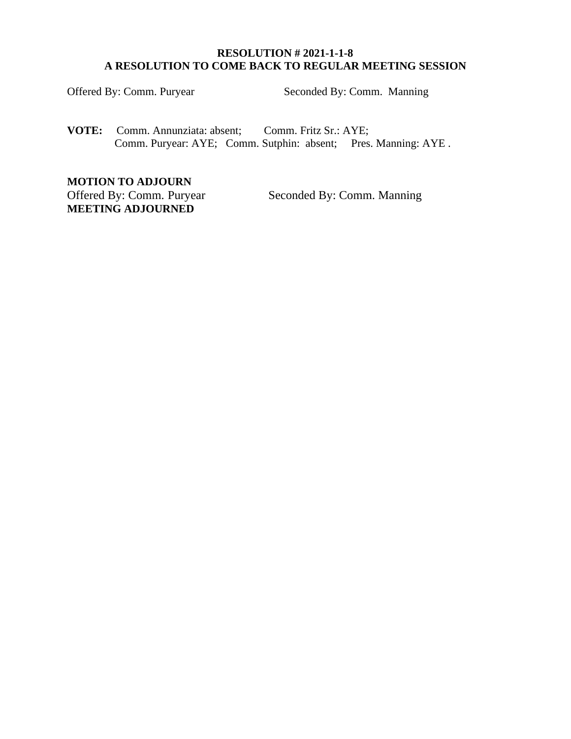**RESOLUTION # 2021-1-1-8**
**A RESOLUTION TO COME BACK TO REGULAR MEETING SESSION**

Offered By: Comm. Puryear Seconded By: Comm. Manning

**VOTE:** Comm. Annunziata: absent; Comm. Fritz Sr.: AYE;
Comm. Puryear: AYE; Comm. Sutphin: absent; Pres. Manning: AYE .

**MOTION TO ADJOURN**
Offered By: Comm. Puryear Seconded By: Comm. Manning
**MEETING ADJOURNED**